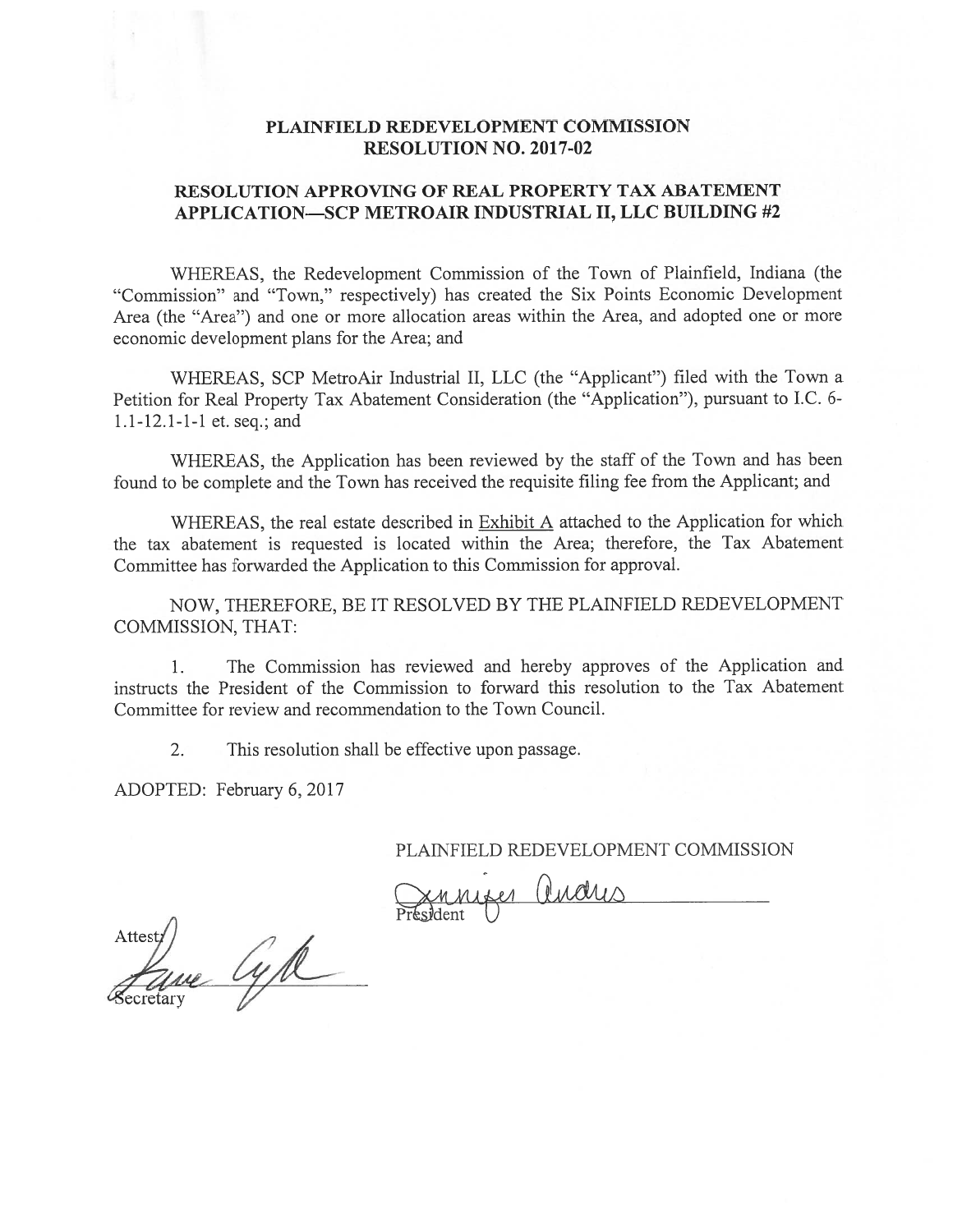# PLAINFIELD REDEVELOPMENT COMMISSION
## RESOLUTION NO. 2017-02

## RESOLUTION APPROVING OF REAL PROPERTY TAX ABATEMENT APPLICATION—SCP METROAIR INDUSTRIAL II, LLC BUILDING #2

WHEREAS, the Redevelopment Commission of the Town of Plainfield, Indiana (the "Commission" and "Town," respectively) has created the Six Points Economic Development Area (the "Area") and one or more allocation areas within the Area, and adopted one or more economic development plans for the Area; and

WHEREAS, SCP MetroAir Industrial II, LLC (the "Applicant") filed with the Town a Petition for Real Property Tax Abatement Consideration (the "Application"), pursuant to I.C. 6-1.1-12.1-1-1 et. seq.; and

WHEREAS, the Application has been reviewed by the staff of the Town and has been found to be complete and the Town has received the requisite filing fee from the Applicant; and

WHEREAS, the real estate described in Exhibit A attached to the Application for which the tax abatement is requested is located within the Area; therefore, the Tax Abatement Committee has forwarded the Application to this Commission for approval.

NOW, THEREFORE, BE IT RESOLVED BY THE PLAINFIELD REDEVELOPMENT COMMISSION, THAT:

1. The Commission has reviewed and hereby approves of the Application and instructs the President of the Commission to forward this resolution to the Tax Abatement Committee for review and recommendation to the Town Council.

2. This resolution shall be effective upon passage.

ADOPTED: February 6, 2017

PLAINFIELD REDEVELOPMENT COMMISSION

Jennifer Andris
President

Attest:
[signature]
Secretary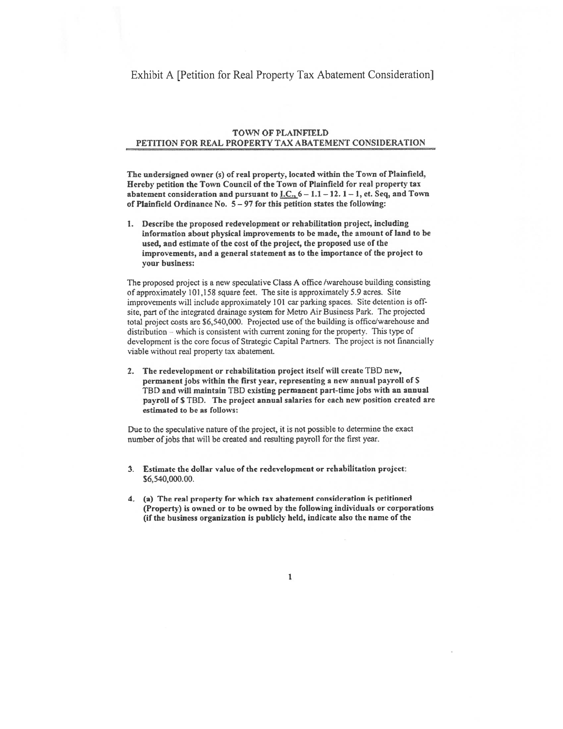Exhibit A [Petition for Real Property Tax Abatement Consideration]

## TOWN OF PLAINFIELD
## PETITION FOR REAL PROPERTY TAX ABATEMENT CONSIDERATION

**The undersigned owner (s) of real property, located within the Town of Plainfield, Hereby petition the Town Council of the Town of Plainfield for real property tax abatement consideration and pursuant to I.C., 6 – 1.1 – 12. 1 – 1, et. Seq, and Town of Plainfield Ordinance No. 5 – 97 for this petition states the following:**

1. **Describe the proposed redevelopment or rehabilitation project, including information about physical improvements to be made, the amount of land to be used, and estimate of the cost of the project, the proposed use of the improvements, and a general statement as to the importance of the project to your business:**

The proposed project is a new speculative Class A office /warehouse building consisting of approximately 101,158 square feet. The site is approximately 5.9 acres. Site improvements will include approximately 101 car parking spaces. Site detention is off-site, part of the integrated drainage system for Metro Air Business Park. The projected total project costs are $6,540,000. Projected use of the building is office/warehouse and distribution – which is consistent with current zoning for the property. This type of development is the core focus of Strategic Capital Partners. The project is not financially viable without real property tax abatement.

2. **The redevelopment or rehabilitation project itself will create** TBD **new, permanent jobs within the first year, representing a new annual payroll of $** TBD **and will maintain** TBD **existing permanent part-time jobs with an annual payroll of $** TBD. **The project annual salaries for each new position created are estimated to be as follows:**

Due to the speculative nature of the project, it is not possible to determine the exact number of jobs that will be created and resulting payroll for the first year.

3. **Estimate the dollar value of the redevelopment or rehabilitation project:** $6,540,000.00.

4. **(a) The real property for which tax abatement consideration is petitioned (Property) is owned or to be owned by the following individuals or corporations (if the business organization is publicly held, indicate also the name of the**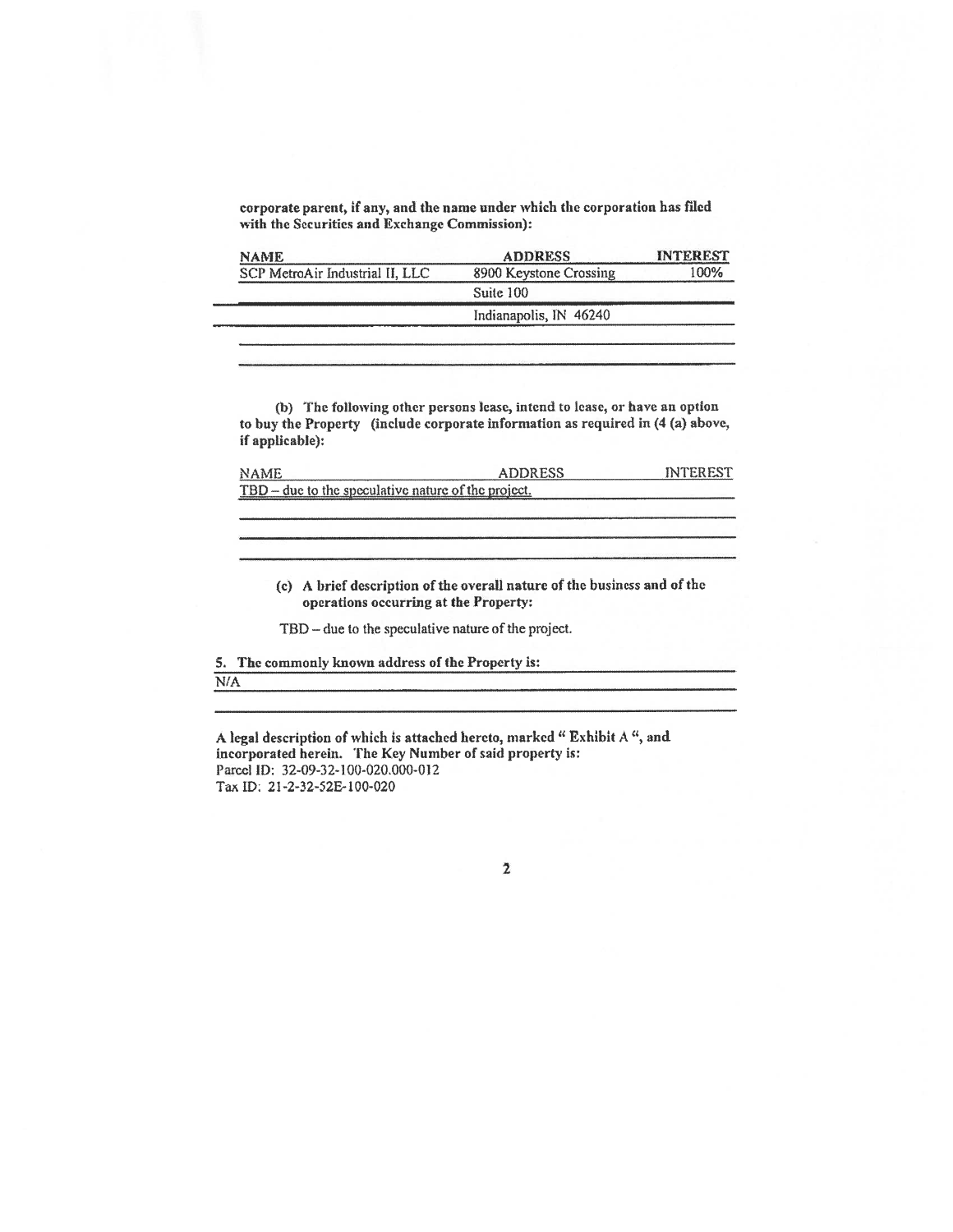**corporate parent, if any, and the name under which the corporation has filed with the Securities and Exchange Commission):**

| NAME | ADDRESS | INTEREST |
| --- | --- | --- |
| SCP MetroAir Industrial II, LLC | 8900 Keystone Crossing | 100% |
| | Suite 100 | |
| | Indianapolis, IN 46240 | |

**(b) The following other persons lease, intend to lease, or have an option to buy the Property (include corporate information as required in (4 (a) above, if applicable):**

| NAME | ADDRESS | INTEREST |
| --- | --- | --- |
| TBD – due to the speculative nature of the project. | | |

**(c) A brief description of the overall nature of the business and of the operations occurring at the Property:**

TBD – due to the speculative nature of the project.

**5. The commonly known address of the Property is:**

N/A

**A legal description of which is attached hereto, marked " Exhibit A ", and incorporated herein. The Key Number of said property is:**

Parcel ID: 32-09-32-100-020.000-012

Tax ID: 21-2-32-52E-100-020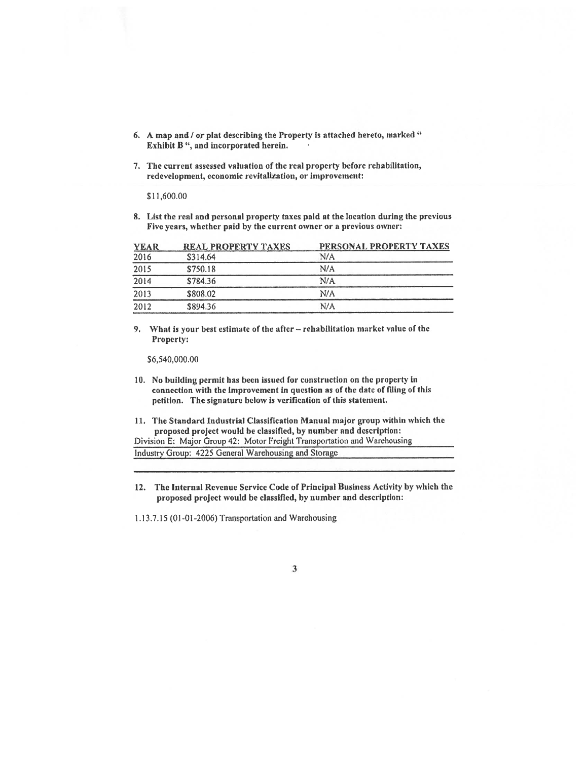6. **A map and / or plat describing the Property is attached hereto, marked " Exhibit B ", and incorporated herein.**

7. **The current assessed valuation of the real property before rehabilitation, redevelopment, economic revitalization, or improvement:**

   $11,600.00

8. **List the real and personal property taxes paid at the location during the previous Five years, whether paid by the current owner or a previous owner:**

| YEAR | REAL PROPERTY TAXES | PERSONAL PROPERTY TAXES |
| --- | --- | --- |
| 2016 | $314.64 | N/A |
| 2015 | $750.18 | N/A |
| 2014 | $784.36 | N/A |
| 2013 | $808.02 | N/A |
| 2012 | $894.36 | N/A |

9. **What is your best estimate of the after – rehabilitation market value of the Property:**

   $6,540,000.00

10. **No building permit has been issued for construction on the property in connection with the improvement in question as of the date of filing of this petition. The signature below is verification of this statement.**

11. **The Standard Industrial Classification Manual major group within which the proposed project would be classified, by number and description:**

Division E: Major Group 42: Motor Freight Transportation and Warehousing

Industry Group: 4225 General Warehousing and Storage

12. **The Internal Revenue Service Code of Principal Business Activity by which the proposed project would be classified, by number and description:**

1.13.7.15 (01-01-2006) Transportation and Warehousing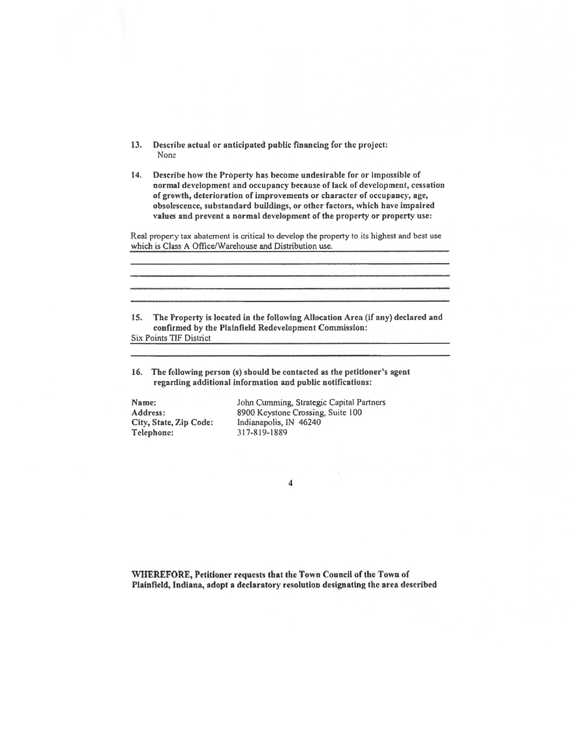13. **Describe actual or anticipated public financing for the project:**
    None

14. **Describe how the Property has become undesirable for or impossible of normal development and occupancy because of lack of development, cessation of growth, deterioration of improvements or character of occupancy, age, obsolescence, substandard buildings, or other factors, which have impaired values and prevent a normal development of the property or property use:**

Real property tax abatement is critical to develop the property to its highest and best use which is Class A Office/Warehouse and Distribution use.

15. **The Property is located in the following Allocation Area (if any) declared and confirmed by the Plainfield Redevelopment Commission:**

Six Points TIF District

16. **The following person (s) should be contacted as the petitioner's agent regarding additional information and public notifications:**

| | |
|---|---|
| **Name:** | John Cumming, Strategic Capital Partners |
| **Address:** | 8900 Keystone Crossing, Suite 100 |
| **City, State, Zip Code:** | Indianapolis, IN 46240 |
| **Telephone:** | 317-819-1889 |

**WHEREFORE, Petitioner requests that the Town Council of the Town of Plainfield, Indiana, adopt a declaratory resolution designating the area described**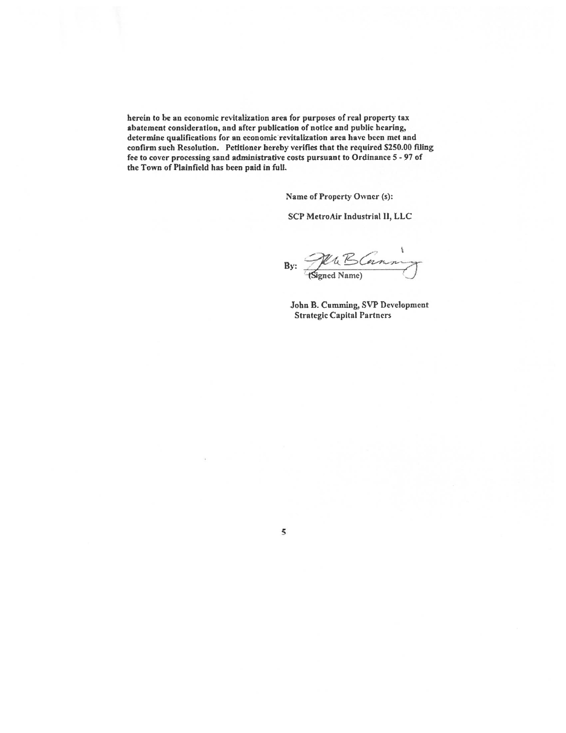**herein to be an economic revitalization area for purposes of real property tax abatement consideration, and after publication of notice and public hearing, determine qualifications for an economic revitalization area have been met and confirm such Resolution. Petitioner hereby verifies that the required $250.00 filing fee to cover processing sand administrative costs pursuant to Ordinance 5 - 97 of the Town of Plainfield has been paid in full.**

**Name of Property Owner (s):**

**SCP MetroAir Industrial II, LLC**

**By:** ______________________
(Signed Name)

**John B. Cumming, SVP Development**
**Strategic Capital Partners**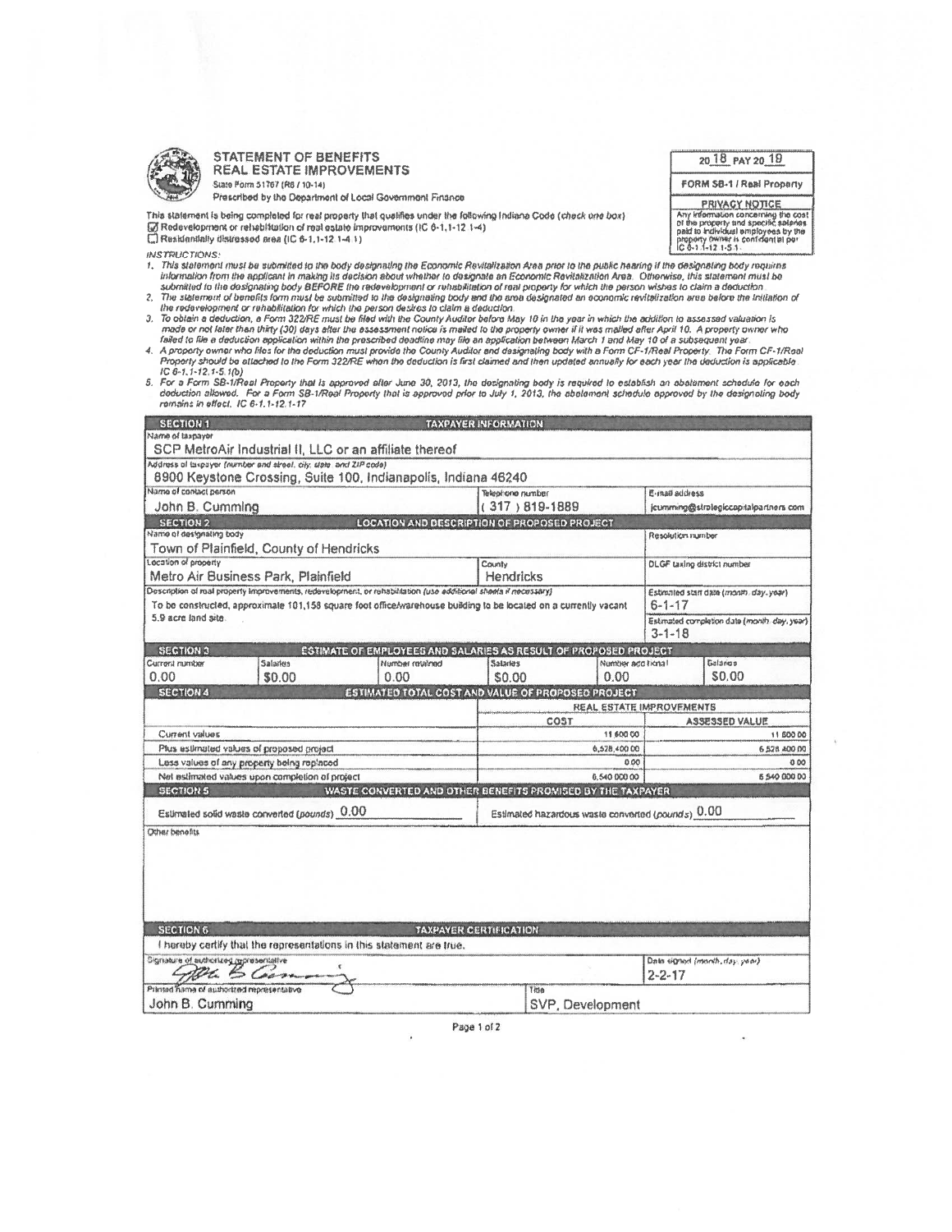# STATEMENT OF BENEFITS
## REAL ESTATE IMPROVEMENTS

State Form 51767 (R6 / 10-14)
Prescribed by the Department of Local Government Finance

20 18 PAY 20 19

FORM SB-1 / Real Property

**PRIVACY NOTICE**
Any information concerning the cost of the property and specific salaries paid to individual employees by the property owner is confidential per IC 6-1.1-12.1-5.1.

This statement is being completed for real property that qualifies under the following Indiana Code (check one box):

☑ Redevelopment or rehabilitation of real estate improvements (IC 6-1.1-12.1-4)
☐ Residentially distressed area (IC 6-1.1-12.1-4.1)

*INSTRUCTIONS:*

1. *This statement must be submitted to the body designating the Economic Revitalization Area prior to the public hearing if the designating body requires information from the applicant in making its decision about whether to designate an Economic Revitalization Area. Otherwise, this statement must be submitted to the designating body BEFORE the redevelopment or rehabilitation of real property for which the person wishes to claim a deduction.*
2. *The statement of benefits form must be submitted to the designating body and the area designated an economic revitalization area before the initiation of the redevelopment or rehabilitation for which the person desires to claim a deduction.*
3. *To obtain a deduction, a Form 322/RE must be filed with the County Auditor before May 10 in the year in which the addition to assessed valuation is made or not later than thirty (30) days after the assessment notice is mailed to the property owner if it was mailed after April 10. A property owner who failed to file a deduction application within the prescribed deadline may file an application between March 1 and May 10 of a subsequent year.*
4. *A property owner who files for the deduction must provide the County Auditor and designating body with a Form CF-1/Real Property. The Form CF-1/Real Property should be attached to the Form 322/RE when the deduction is first claimed and then updated annually for each year the deduction is applicable. IC 6-1.1-12.1-5.1(b)*
5. *For a Form SB-1/Real Property that is approved after June 30, 2013, the designating body is required to establish an abatement schedule for each deduction allowed. For a Form SB-1/Real Property that is approved prior to July 1, 2013, the abatement schedule approved by the designating body remains in effect. IC 6-1.1-12.1-17*

| SECTION 1 | TAXPAYER INFORMATION | |
|---|---|---|
| Name of taxpayer: SCP MetroAir Industrial II, LLC or an affiliate thereof | | |
| Address of taxpayer (number and street, city, state, and ZIP code): 8900 Keystone Crossing, Suite 100, Indianapolis, Indiana 46240 | | |
| Name of contact person: John B. Cumming | Telephone number: (317) 819-1889 | E-mail address: jcumming@strategiccapitalpartners.com |

| SECTION 2 | LOCATION AND DESCRIPTION OF PROPOSED PROJECT | |
|---|---|---|
| Name of designating body: Town of Plainfield, County of Hendricks | | Resolution number: |
| Location of property: Metro Air Business Park, Plainfield | County: Hendricks | DLGF taxing district number: |
| Description of real property improvements, redevelopment, or rehabilitation (use additional sheets if necessary): To be constructed, approximate 101,158 square foot office/warehouse building to be located on a currently vacant 5.9 acre land site. | | Estimated start date (month, day, year): 6-1-17 |
| | | Estimated completion date (month, day, year): 3-1-18 |

| SECTION 3 | ESTIMATE OF EMPLOYEES AND SALARIES AS RESULT OF PROPOSED PROJECT | | | | |
|---|---|---|---|---|---|
| Current number | Salaries | Number retained | Salaries | Number additional | Salaries |
| 0.00 | $0.00 | 0.00 | $0.00 | 0.00 | $0.00 |

| SECTION 4 | ESTIMATED TOTAL COST AND VALUE OF PROPOSED PROJECT | |
|---|---|---|
| | REAL ESTATE IMPROVEMENTS | |
| | COST | ASSESSED VALUE |
| Current values | 11,600.00 | 11,600.00 |
| Plus estimated values of proposed project | 6,528,400.00 | 6,528,400.00 |
| Less values of any property being replaced | 0.00 | 0.00 |
| Net estimated values upon completion of project | 6,540,000.00 | 6,540,000.00 |

| SECTION 5 | WASTE CONVERTED AND OTHER BENEFITS PROMISED BY THE TAXPAYER |
|---|---|
| Estimated solid waste converted (pounds) 0.00 | Estimated hazardous waste converted (pounds) 0.00 |
| Other benefits | |

| SECTION 6 | TAXPAYER CERTIFICATION |
|---|---|
| I hereby certify that the representations in this statement are true. | |
| Signature of authorized representative: [signature] | Date signed (month, day, year): 2-2-17 |
| Printed name of authorized representative: John B. Cumming | Title: SVP, Development |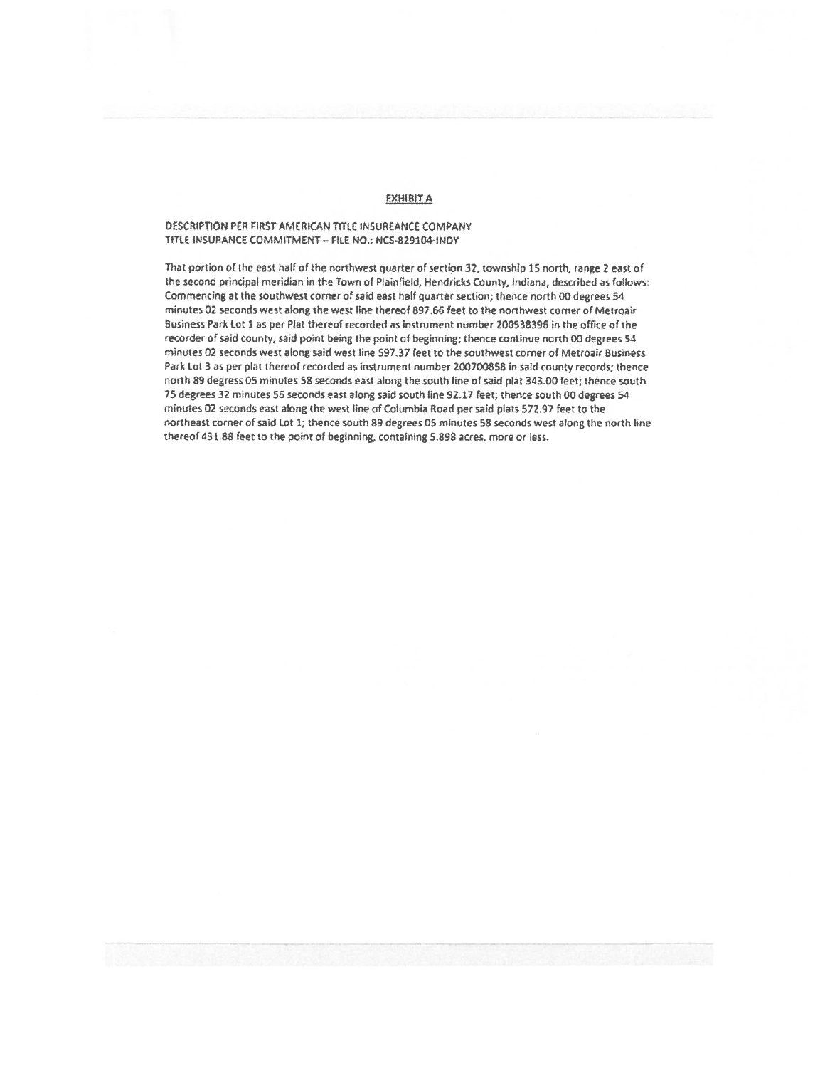# EXHIBIT A

DESCRIPTION PER FIRST AMERICAN TITLE INSUREANCE COMPANY
TITLE INSURANCE COMMITMENT – FILE NO.: NCS-829104-INDY

That portion of the east half of the northwest quarter of section 32, township 15 north, range 2 east of the second principal meridian in the Town of Plainfield, Hendricks County, Indiana, described as follows: Commencing at the southwest corner of said east half quarter section; thence north 00 degrees 54 minutes 02 seconds west along the west line thereof 897.66 feet to the northwest corner of Metroair Business Park Lot 1 as per Plat thereof recorded as instrument number 200538396 in the office of the recorder of said county, said point being the point of beginning; thence continue north 00 degrees 54 minutes 02 seconds west along said west line 597.37 feet to the southwest corner of Metroair Business Park Lot 3 as per plat thereof recorded as instrument number 200700858 in said county records; thence north 89 degress 05 minutes 58 seconds east along the south line of said plat 343.00 feet; thence south 75 degrees 32 minutes 56 seconds east along said south line 92.17 feet; thence south 00 degrees 54 minutes 02 seconds east along the west line of Columbia Road per said plats 572.97 feet to the northeast corner of said Lot 1; thence south 89 degrees 05 minutes 58 seconds west along the north line thereof 431.88 feet to the point of beginning, containing 5.898 acres, more or less.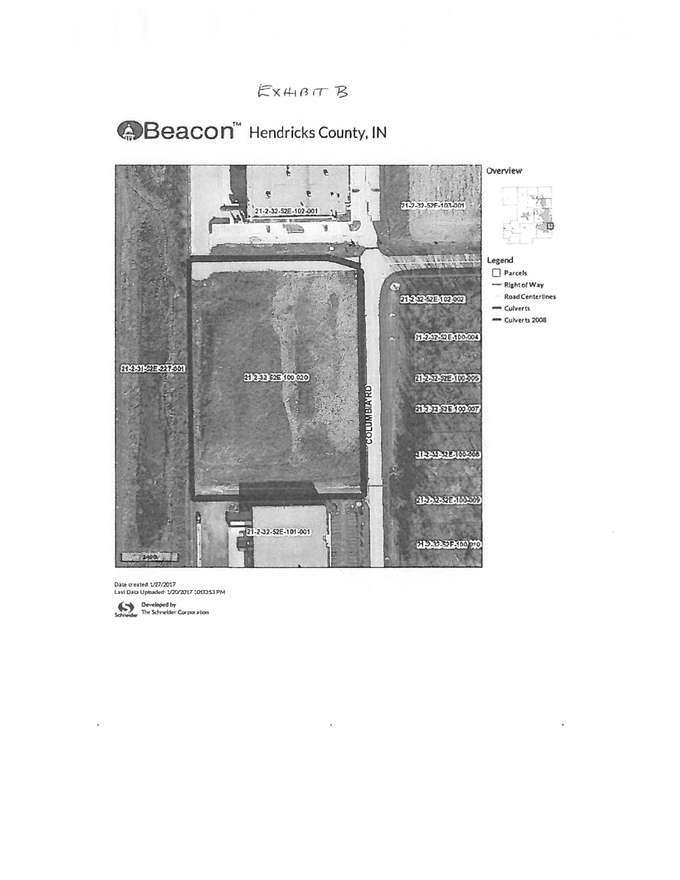EXHIBIT B

# Beacon™ Hendricks County, IN

21-2-32-52E-102-001

21-2-32-52E-103-001

21-2-32-52E-102-002

21-2-32-52E-100-004

21-2-31-52E-227-001

21-2-32-52E-100-020

21-2-32-52E-100-006

21-2-32-52E-100-007

COLUMBIA RD

21-2-32-52E-100-008

21-2-32-52E-100-009

21-2-32-52E-101-001

21-2-32-52E-100-010

Overview

Legend

- Parcels
- Right of Way
- Road Centerlines
- Culverts
- Culverts 2008

Date created: 1/27/2017
Last Data Uploaded: 1/20/2017 10:00:53 PM

Developed by The Schneider Corporation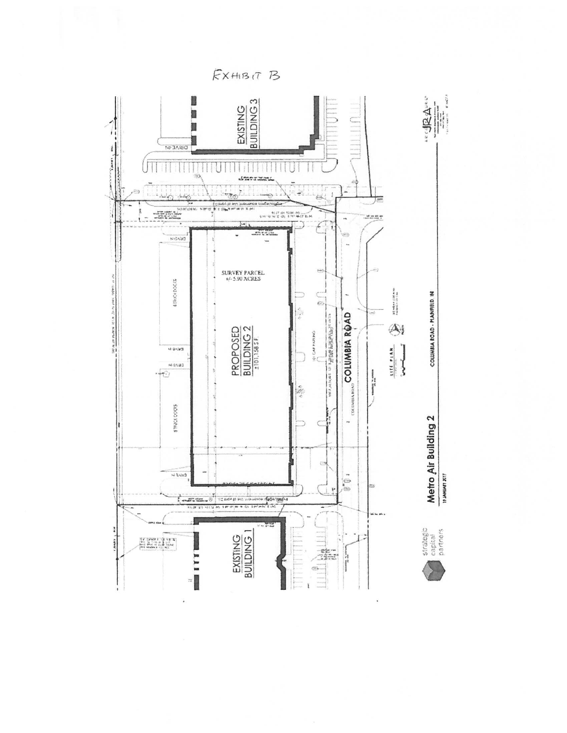EXHIBIT B

EXISTING BUILDING 3

SURVEY PARCEL
+/- 5.90 ACRES

PROPOSED BUILDING 2
±101,158 S.F.

COLUMBIA ROAD

EXISTING BUILDING 1

Metro Air Building 2

17 JANUARY 2017

COLUMBIA ROAD - PLAINFIELD, IN

strategic capital partners